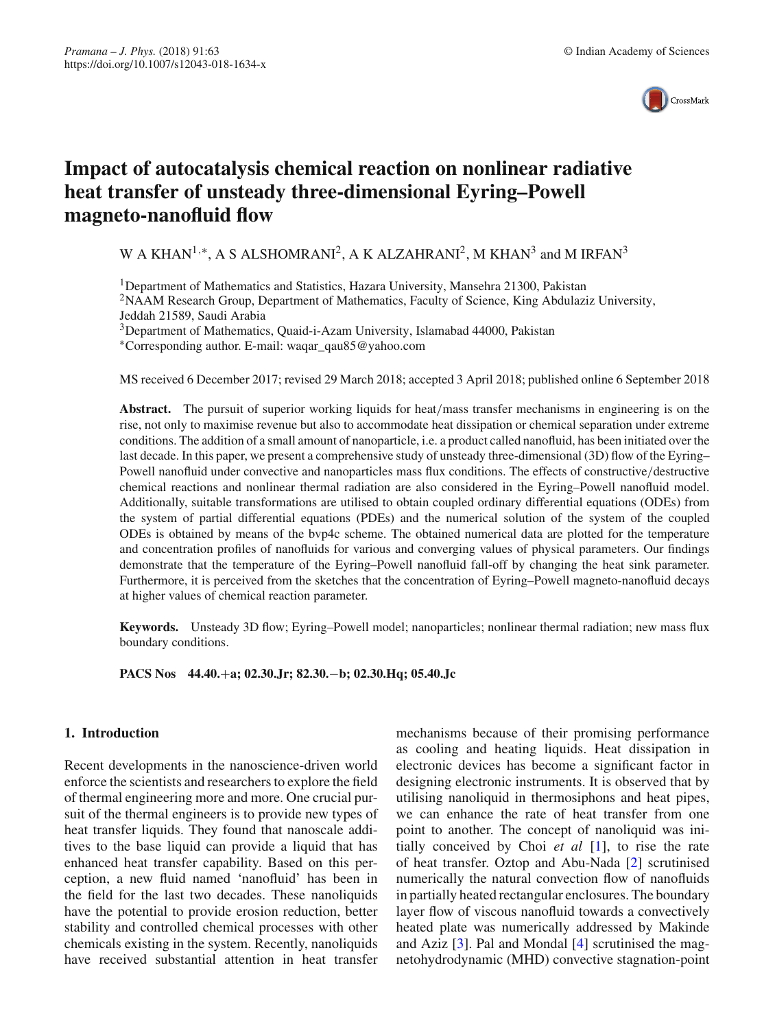# Impact of autocatalysis chemical reaction on nonlinear radiative heat transfer of unsteady three-dimensional Eyring–Powell magneto-nanofluid flow

W A KHAN[1,*], A S ALSHOMRANI[2], A K ALZAHRANI[2], M KHAN[3] and M IRFAN[3]

[1]Department of Mathematics and Statistics, Hazara University, Mansehra 21300, Pakistan
[2]NAAM Research Group, Department of Mathematics, Faculty of Science, King Abdulaziz University, Jeddah 21589, Saudi Arabia
[3]Department of Mathematics, Quaid-i-Azam University, Islamabad 44000, Pakistan
*Corresponding author. E-mail: waqar_qau85@yahoo.com

MS received 6 December 2017; revised 29 March 2018; accepted 3 April 2018; published online 6 September 2018

**Abstract.** The pursuit of superior working liquids for heat/mass transfer mechanisms in engineering is on the rise, not only to maximise revenue but also to accommodate heat dissipation or chemical separation under extreme conditions. The addition of a small amount of nanoparticle, i.e. a product called nanofluid, has been initiated over the last decade. In this paper, we present a comprehensive study of unsteady three-dimensional (3D) flow of the Eyring–Powell nanofluid under convective and nanoparticles mass flux conditions. The effects of constructive/destructive chemical reactions and nonlinear thermal radiation are also considered in the Eyring–Powell nanofluid model. Additionally, suitable transformations are utilised to obtain coupled ordinary differential equations (ODEs) from the system of partial differential equations (PDEs) and the numerical solution of the system of the coupled ODEs is obtained by means of the bvp4c scheme. The obtained numerical data are plotted for the temperature and concentration profiles of nanofluids for various and converging values of physical parameters. Our findings demonstrate that the temperature of the Eyring–Powell nanofluid fall-off by changing the heat sink parameter. Furthermore, it is perceived from the sketches that the concentration of Eyring–Powell magneto-nanofluid decays at higher values of chemical reaction parameter.

**Keywords.** Unsteady 3D flow; Eyring–Powell model; nanoparticles; nonlinear thermal radiation; new mass flux boundary conditions.

**PACS Nos** 44.40.+a; 02.30.Jr; 82.30.−b; 02.30.Hq; 05.40.Jc

## 1. Introduction

Recent developments in the nanoscience-driven world enforce the scientists and researchers to explore the field of thermal engineering more and more. One crucial pursuit of the thermal engineers is to provide new types of heat transfer liquids. They found that nanoscale additives to the base liquid can provide a liquid that has enhanced heat transfer capability. Based on this perception, a new fluid named 'nanofluid' has been in the field for the last two decades. These nanoliquids have the potential to provide erosion reduction, better stability and controlled chemical processes with other chemicals existing in the system. Recently, nanoliquids have received substantial attention in heat transfer mechanisms because of their promising performance as cooling and heating liquids. Heat dissipation in electronic devices has become a significant factor in designing electronic instruments. It is observed that by utilising nanoliquid in thermosiphons and heat pipes, we can enhance the rate of heat transfer from one point to another. The concept of nanoliquid was initially conceived by Choi *et al* [1], to rise the rate of heat transfer. Oztop and Abu-Nada [2] scrutinised numerically the natural convection flow of nanofluids in partially heated rectangular enclosures. The boundary layer flow of viscous nanofluid towards a convectively heated plate was numerically addressed by Makinde and Aziz [3]. Pal and Mondal [4] scrutinised the magnetohydrodynamic (MHD) convective stagnation-point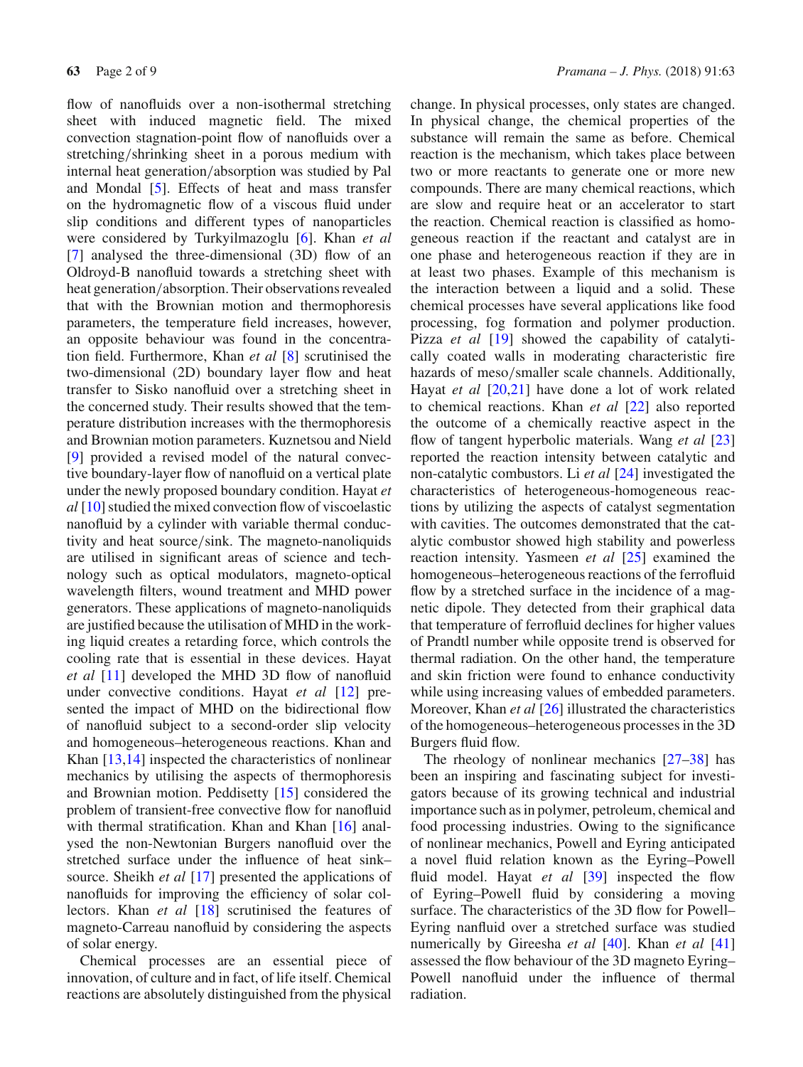flow of nanofluids over a non-isothermal stretching sheet with induced magnetic field. The mixed convection stagnation-point flow of nanofluids over a stretching/shrinking sheet in a porous medium with internal heat generation/absorption was studied by Pal and Mondal [5]. Effects of heat and mass transfer on the hydromagnetic flow of a viscous fluid under slip conditions and different types of nanoparticles were considered by Turkyilmazoglu [6]. Khan *et al* [7] analysed the three-dimensional (3D) flow of an Oldroyd-B nanofluid towards a stretching sheet with heat generation/absorption. Their observations revealed that with the Brownian motion and thermophoresis parameters, the temperature field increases, however, an opposite behaviour was found in the concentration field. Furthermore, Khan *et al* [8] scrutinised the two-dimensional (2D) boundary layer flow and heat transfer to Sisko nanofluid over a stretching sheet in the concerned study. Their results showed that the temperature distribution increases with the thermophoresis and Brownian motion parameters. Kuznetsou and Nield [9] provided a revised model of the natural convective boundary-layer flow of nanofluid on a vertical plate under the newly proposed boundary condition. Hayat *et al* [10] studied the mixed convection flow of viscoelastic nanofluid by a cylinder with variable thermal conductivity and heat source/sink. The magneto-nanoliquids are utilised in significant areas of science and technology such as optical modulators, magneto-optical wavelength filters, wound treatment and MHD power generators. These applications of magneto-nanoliquids are justified because the utilisation of MHD in the working liquid creates a retarding force, which controls the cooling rate that is essential in these devices. Hayat *et al* [11] developed the MHD 3D flow of nanofluid under convective conditions. Hayat *et al* [12] presented the impact of MHD on the bidirectional flow of nanofluid subject to a second-order slip velocity and homogeneous–heterogeneous reactions. Khan and Khan [13,14] inspected the characteristics of nonlinear mechanics by utilising the aspects of thermophoresis and Brownian motion. Peddisetty [15] considered the problem of transient-free convective flow for nanofluid with thermal stratification. Khan and Khan [16] analysed the non-Newtonian Burgers nanofluid over the stretched surface under the influence of heat sink–source. Sheikh *et al* [17] presented the applications of nanofluids for improving the efficiency of solar collectors. Khan *et al* [18] scrutinised the features of magneto-Carreau nanofluid by considering the aspects of solar energy.

Chemical processes are an essential piece of innovation, of culture and in fact, of life itself. Chemical reactions are absolutely distinguished from the physical change. In physical processes, only states are changed. In physical change, the chemical properties of the substance will remain the same as before. Chemical reaction is the mechanism, which takes place between two or more reactants to generate one or more new compounds. There are many chemical reactions, which are slow and require heat or an accelerator to start the reaction. Chemical reaction is classified as homogeneous reaction if the reactant and catalyst are in one phase and heterogeneous reaction if they are in at least two phases. Example of this mechanism is the interaction between a liquid and a solid. These chemical processes have several applications like food processing, fog formation and polymer production. Pizza *et al* [19] showed the capability of catalytically coated walls in moderating characteristic fire hazards of meso/smaller scale channels. Additionally, Hayat *et al* [20,21] have done a lot of work related to chemical reactions. Khan *et al* [22] also reported the outcome of a chemically reactive aspect in the flow of tangent hyperbolic materials. Wang *et al* [23] reported the reaction intensity between catalytic and non-catalytic combustors. Li *et al* [24] investigated the characteristics of heterogeneous-homogeneous reactions by utilizing the aspects of catalyst segmentation with cavities. The outcomes demonstrated that the catalytic combustor showed high stability and powerless reaction intensity. Yasmeen *et al* [25] examined the homogeneous–heterogeneous reactions of the ferrofluid flow by a stretched surface in the incidence of a magnetic dipole. They detected from their graphical data that temperature of ferrofluid declines for higher values of Prandtl number while opposite trend is observed for thermal radiation. On the other hand, the temperature and skin friction were found to enhance conductivity while using increasing values of embedded parameters. Moreover, Khan *et al* [26] illustrated the characteristics of the homogeneous–heterogeneous processes in the 3D Burgers fluid flow.

The rheology of nonlinear mechanics [27–38] has been an inspiring and fascinating subject for investigators because of its growing technical and industrial importance such as in polymer, petroleum, chemical and food processing industries. Owing to the significance of nonlinear mechanics, Powell and Eyring anticipated a novel fluid relation known as the Eyring–Powell fluid model. Hayat *et al* [39] inspected the flow of Eyring–Powell fluid by considering a moving surface. The characteristics of the 3D flow for Powell–Eyring nanfluid over a stretched surface was studied numerically by Gireesha *et al* [40]. Khan *et al* [41] assessed the flow behaviour of the 3D magneto Eyring–Powell nanofluid under the influence of thermal radiation.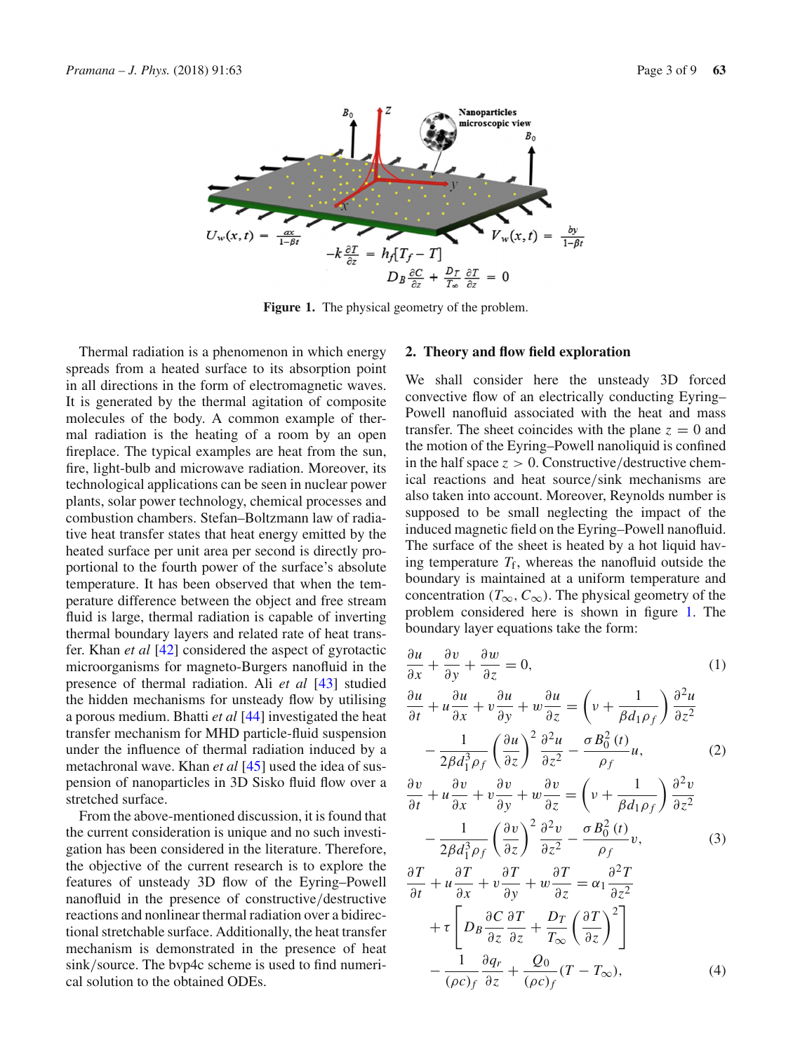Figure 1. The physical geometry of the problem.

Thermal radiation is a phenomenon in which energy spreads from a heated surface to its absorption point in all directions in the form of electromagnetic waves. It is generated by the thermal agitation of composite molecules of the body. A common example of thermal radiation is the heating of a room by an open fireplace. The typical examples are heat from the sun, fire, light-bulb and microwave radiation. Moreover, its technological applications can be seen in nuclear power plants, solar power technology, chemical processes and combustion chambers. Stefan–Boltzmann law of radiative heat transfer states that heat energy emitted by the heated surface per unit area per second is directly proportional to the fourth power of the surface's absolute temperature. It has been observed that when the temperature difference between the object and free stream fluid is large, thermal radiation is capable of inverting thermal boundary layers and related rate of heat transfer. Khan *et al* [42] considered the aspect of gyrotactic microorganisms for magneto-Burgers nanofluid in the presence of thermal radiation. Ali *et al* [43] studied the hidden mechanisms for unsteady flow by utilising a porous medium. Bhatti *et al* [44] investigated the heat transfer for MHD particle-fluid suspension under the influence of thermal radiation induced by a metachronal wave. Khan *et al* [45] used the idea of suspension of nanoparticles in 3D Sisko fluid flow over a stretched surface.

From the above-mentioned discussion, it is found that the current consideration is unique and no such investigation has been considered in the literature. Therefore, the objective of the current research is to explore the features of unsteady 3D flow of the Eyring–Powell nanofluid in the presence of constructive/destructive reactions and nonlinear thermal radiation over a bidirectional stretchable surface. Additionally, the heat transfer mechanism is demonstrated in the presence of heat sink/source. The bvp4c scheme is used to find numerical solution to the obtained ODEs.

## 2. Theory and flow field exploration

We shall consider here the unsteady 3D forced convective flow of an electrically conducting Eyring–Powell nanofluid associated with the heat and mass transfer. The sheet coincides with the plane $z = 0$ and the motion of the Eyring–Powell nanoliquid is confined in the half space $z > 0$. Constructive/destructive chemical reactions and heat source/sink mechanisms are also taken into account. Moreover, Reynolds number is supposed to be small neglecting the impact of the induced magnetic field on the Eyring–Powell nanofluid. The surface of the sheet is heated by a hot liquid having temperature $T_\mathrm{f}$, whereas the nanofluid outside the boundary is maintained at a uniform temperature and concentration $(T_\infty, C_\infty)$. The physical geometry of the problem considered here is shown in figure 1. The boundary layer equations take the form:

$$\frac{\partial u}{\partial x} + \frac{\partial v}{\partial y} + \frac{\partial w}{\partial z} = 0, \tag{1}$$

$$\frac{\partial u}{\partial t} + u\frac{\partial u}{\partial x} + v\frac{\partial u}{\partial y} + w\frac{\partial u}{\partial z} = \left(\nu + \frac{1}{\beta d_1 \rho_f}\right)\frac{\partial^2 u}{\partial z^2} - \frac{1}{2\beta d_1^3 \rho_f}\left(\frac{\partial u}{\partial z}\right)^2 \frac{\partial^2 u}{\partial z^2} - \frac{\sigma B_0^2(t)}{\rho_f}u, \tag{2}$$

$$\frac{\partial v}{\partial t} + u\frac{\partial v}{\partial x} + v\frac{\partial v}{\partial y} + w\frac{\partial v}{\partial z} = \left(\nu + \frac{1}{\beta d_1 \rho_f}\right)\frac{\partial^2 v}{\partial z^2} - \frac{1}{2\beta d_1^3 \rho_f}\left(\frac{\partial v}{\partial z}\right)^2 \frac{\partial^2 v}{\partial z^2} - \frac{\sigma B_0^2(t)}{\rho_f}v, \tag{3}$$

$$\frac{\partial T}{\partial t} + u\frac{\partial T}{\partial x} + v\frac{\partial T}{\partial y} + w\frac{\partial T}{\partial z} = \alpha_1\frac{\partial^2 T}{\partial z^2} + \tau\left[D_B\frac{\partial C}{\partial z}\frac{\partial T}{\partial z} + \frac{D_T}{T_\infty}\left(\frac{\partial T}{\partial z}\right)^2\right] - \frac{1}{(\rho c)_f}\frac{\partial q_r}{\partial z} + \frac{Q_0}{(\rho c)_f}(T - T_\infty), \tag{4}$$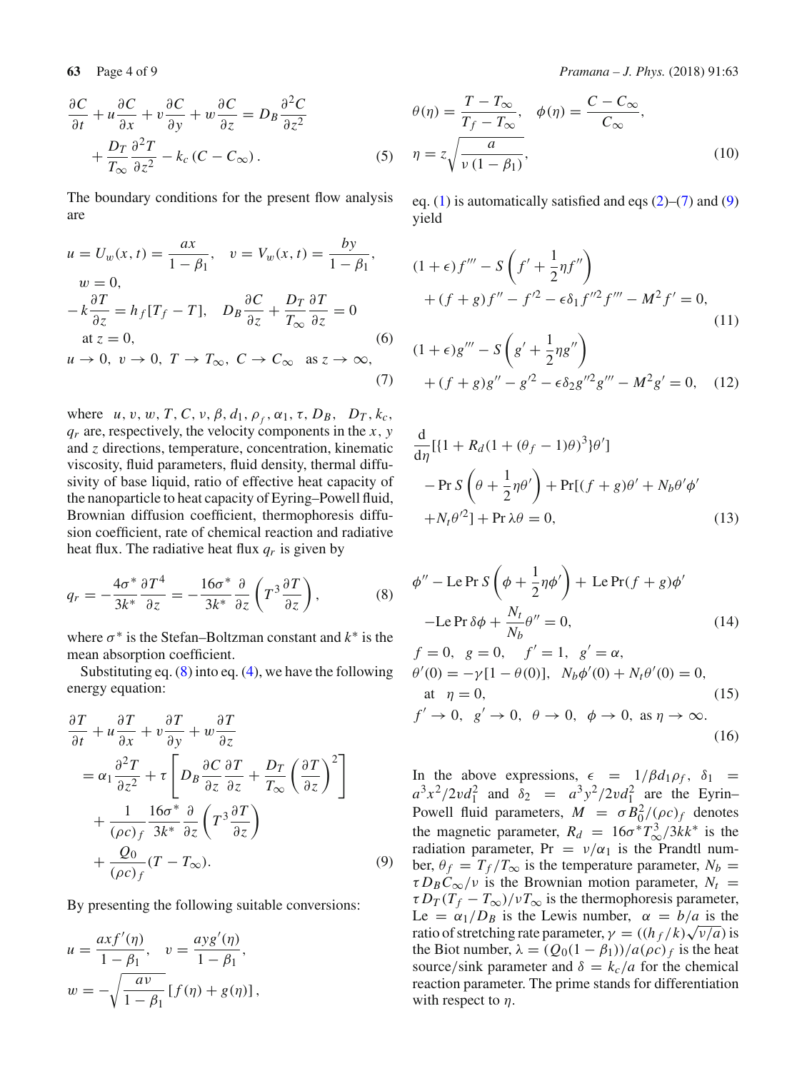$$\frac{\partial C}{\partial t}+u\frac{\partial C}{\partial x}+v\frac{\partial C}{\partial y}+w\frac{\partial C}{\partial z}=D_B\frac{\partial^2 C}{\partial z^2}+\frac{D_T}{T_\infty}\frac{\partial^2 T}{\partial z^2}-k_c\left(C-C_\infty\right). \tag{5}$$

The boundary conditions for the present flow analysis are

$$\begin{aligned}&u=U_w(x,t)=\frac{ax}{1-\beta_1},\quad v=V_w(x,t)=\frac{by}{1-\beta_1},\\ &w=0,\\ &-k\frac{\partial T}{\partial z}=h_f[T_f-T],\quad D_B\frac{\partial C}{\partial z}+\frac{D_T}{T_\infty}\frac{\partial T}{\partial z}=0\\ &\text{at } z=0,\end{aligned} \tag{6}$$

$$u\to 0,\ v\to 0,\ T\to T_\infty,\ C\to C_\infty \quad \text{as } z\to\infty, \tag{7}$$

where $u, v, w, T, C, \nu, \beta, d_1, \rho_f, \alpha_1, \tau, D_B, D_T, k_c, q_r$ are, respectively, the velocity components in the $x$, $y$ and $z$ directions, temperature, concentration, kinematic viscosity, fluid parameters, fluid density, thermal diffusivity of base liquid, ratio of effective heat capacity of the nanoparticle to heat capacity of Eyring–Powell fluid, Brownian diffusion coefficient, thermophoresis diffusion coefficient, rate of chemical reaction and radiative heat flux. The radiative heat flux $q_r$ is given by

$$q_r=-\frac{4\sigma^*}{3k^*}\frac{\partial T^4}{\partial z}=-\frac{16\sigma^*}{3k^*}\frac{\partial}{\partial z}\left(T^3\frac{\partial T}{\partial z}\right), \tag{8}$$

where $\sigma^*$ is the Stefan–Boltzman constant and $k^*$ is the mean absorption coefficient.

Substituting eq. (8) into eq. (4), we have the following energy equation:

$$\begin{aligned}&\frac{\partial T}{\partial t}+u\frac{\partial T}{\partial x}+v\frac{\partial T}{\partial y}+w\frac{\partial T}{\partial z}\\ &=\alpha_1\frac{\partial^2 T}{\partial z^2}+\tau\left[D_B\frac{\partial C}{\partial z}\frac{\partial T}{\partial z}+\frac{D_T}{T_\infty}\left(\frac{\partial T}{\partial z}\right)^2\right]\\ &+\frac{1}{(\rho c)_f}\frac{16\sigma^*}{3k^*}\frac{\partial}{\partial z}\left(T^3\frac{\partial T}{\partial z}\right)\\ &+\frac{Q_0}{(\rho c)_f}(T-T_\infty).\end{aligned} \tag{9}$$

By presenting the following suitable conversions:

$$\begin{aligned}&u=\frac{axf'(\eta)}{1-\beta_1},\quad v=\frac{ayg'(\eta)}{1-\beta_1},\\ &w=-\sqrt{\frac{a\nu}{1-\beta_1}}\left[f(\eta)+g(\eta)\right],\\ &\theta(\eta)=\frac{T-T_\infty}{T_f-T_\infty},\quad \phi(\eta)=\frac{C-C_\infty}{C_\infty},\\ &\eta=z\sqrt{\frac{a}{\nu\left(1-\beta_1\right)}},\end{aligned} \tag{10}$$

eq. (1) is automatically satisfied and eqs (2)–(7) and (9) yield

$$(1+\epsilon)f'''-S\left(f'+\frac{1}{2}\eta f''\right)+(f+g)f''-f'^2-\epsilon\delta_1 f''^2 f'''-M^2 f'=0, \tag{11}$$

$$(1+\epsilon)g'''-S\left(g'+\frac{1}{2}\eta g''\right)+(f+g)g''-g'^2-\epsilon\delta_2 g''^2 g'''-M^2 g'=0, \tag{12}$$

$$\begin{aligned}&\frac{\mathrm{d}}{\mathrm{d}\eta}[\{1+R_d(1+(\theta_f-1)\theta)^3\}\theta']\\ &-\Pr S\left(\theta+\frac{1}{2}\eta\theta'\right)+\Pr[(f+g)\theta'+N_b\theta'\phi'\\ &+N_t\theta'^2]+\Pr\lambda\theta=0,\end{aligned} \tag{13}$$

$$\begin{aligned}&\phi''-\text{Le}\Pr S\left(\phi+\frac{1}{2}\eta\phi'\right)+\text{Le}\Pr(f+g)\phi'\\ &-\text{Le}\Pr\delta\phi+\frac{N_t}{N_b}\theta''=0,\end{aligned} \tag{14}$$

$$\begin{aligned}&f=0,\quad g=0,\quad f'=1,\quad g'=\alpha,\\ &\theta'(0)=-\gamma[1-\theta(0)],\quad N_b\phi'(0)+N_t\theta'(0)=0,\\ &\text{at}\quad \eta=0,\end{aligned} \tag{15}$$

$$f'\to 0,\quad g'\to 0,\quad \theta\to 0,\quad \phi\to 0,\quad \text{as } \eta\to\infty. \tag{16}$$

In the above expressions, $\epsilon = 1/\beta d_1\rho_f$, $\delta_1 = a^3x^2/2\nu d_1^2$ and $\delta_2 = a^3y^2/2\nu d_1^2$ are the Eyrin–Powell fluid parameters, $M = \sigma B_0^2/(\rho c)_f$ denotes the magnetic parameter, $R_d = 16\sigma^* T_\infty^3/3kk^*$ is the radiation parameter, $\Pr = \nu/\alpha_1$ is the Prandtl number, $\theta_f = T_f/T_\infty$ is the temperature parameter, $N_b = \tau D_B C_\infty/\nu$ is the Brownian motion parameter, $N_t = \tau D_T(T_f-T_\infty)/\nu T_\infty$ is the thermophoresis parameter, $\text{Le} = \alpha_1/D_B$ is the Lewis number, $\alpha = b/a$ is the ratio of stretching rate parameter, $\gamma = ((h_f/k)\sqrt{\nu/a})$ is the Biot number, $\lambda = (Q_0(1-\beta_1))/a(\rho c)_f$ is the heat source/sink parameter and $\delta = k_c/a$ for the chemical reaction parameter. The prime stands for differentiation with respect to $\eta$.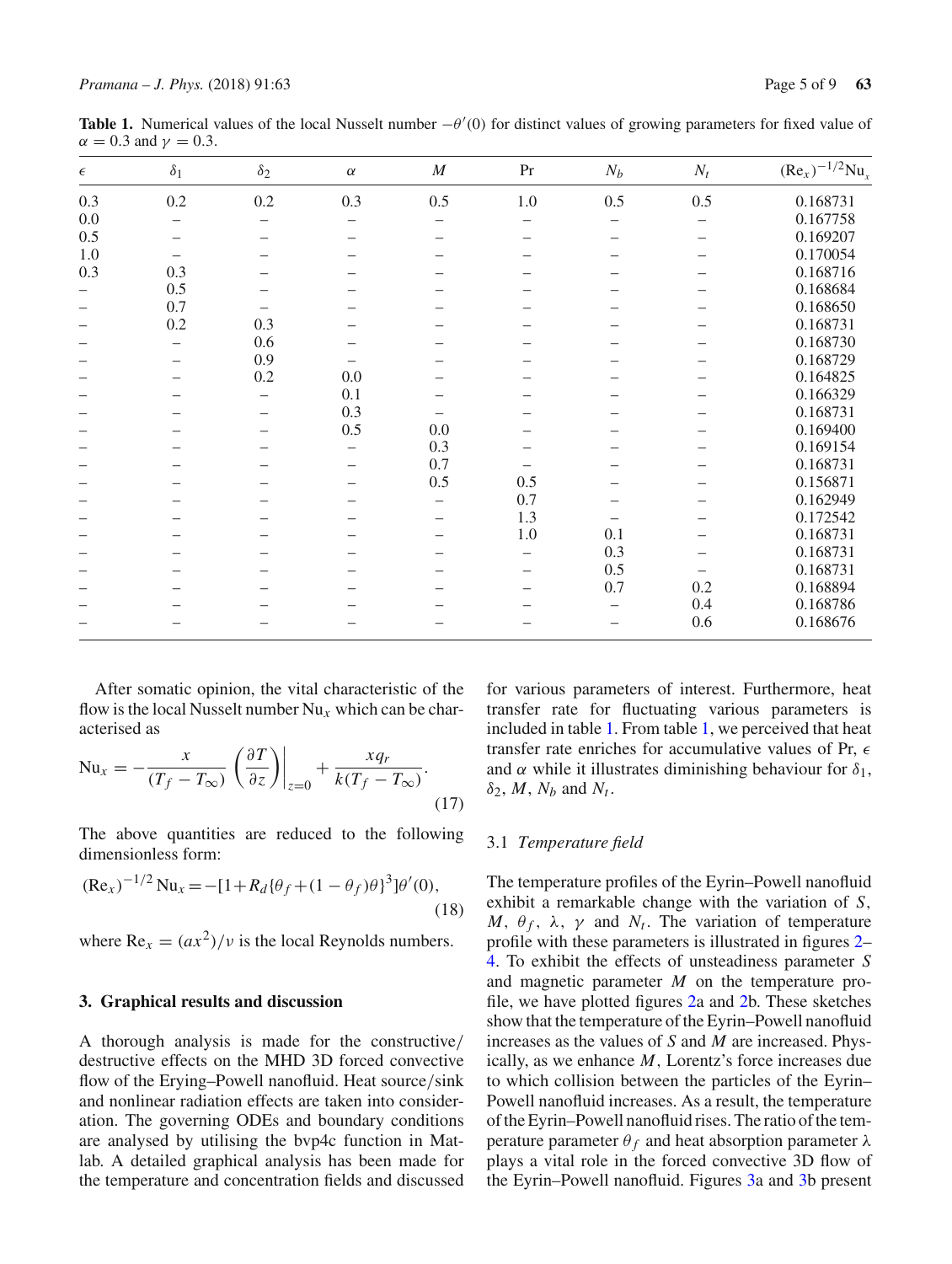**Table 1.** Numerical values of the local Nusselt number $-\theta'(0)$ for distinct values of growing parameters for fixed value of $\alpha = 0.3$ and $\gamma = 0.3$.

| $\epsilon$ | $\delta_1$ | $\delta_2$ | $\alpha$ | $M$ | Pr | $N_b$ | $N_t$ | $(\text{Re}_x)^{-1/2}\text{Nu}_x$ |
|---|---|---|---|---|---|---|---|---|
| 0.3 | 0.2 | 0.2 | 0.3 | 0.5 | 1.0 | 0.5 | 0.5 | 0.168731 |
| 0.0 | – | – | – | – | – | – | – | 0.167758 |
| 0.5 | – | – | – | – | – | – | – | 0.169207 |
| 1.0 | – | – | – | – | – | – | – | 0.170054 |
| 0.3 | 0.3 | – | – | – | – | – | – | 0.168716 |
| – | 0.5 | – | – | – | – | – | – | 0.168684 |
| – | 0.7 | – | – | – | – | – | – | 0.168650 |
| – | 0.2 | 0.3 | – | – | – | – | – | 0.168731 |
| – | – | 0.6 | – | – | – | – | – | 0.168730 |
| – | – | 0.9 | – | – | – | – | – | 0.168729 |
| – | – | 0.2 | 0.0 | – | – | – | – | 0.164825 |
| – | – | – | 0.1 | – | – | – | – | 0.166329 |
| – | – | – | 0.3 | – | – | – | – | 0.168731 |
| – | – | – | 0.5 | 0.0 | – | – | – | 0.169400 |
| – | – | – | – | 0.3 | – | – | – | 0.169154 |
| – | – | – | – | 0.7 | – | – | – | 0.168731 |
| – | – | – | – | 0.5 | 0.5 | – | – | 0.156871 |
| – | – | – | – | – | 0.7 | – | – | 0.162949 |
| – | – | – | – | – | 1.3 | – | – | 0.172542 |
| – | – | – | – | – | 1.0 | 0.1 | – | 0.168731 |
| – | – | – | – | – | – | 0.3 | – | 0.168731 |
| – | – | – | – | – | – | 0.5 | – | 0.168731 |
| – | – | – | – | – | – | 0.7 | 0.2 | 0.168894 |
| – | – | – | – | – | – | – | 0.4 | 0.168786 |
| – | – | – | – | – | – | – | 0.6 | 0.168676 |

After somatic opinion, the vital characteristic of the flow is the local Nusselt number $\text{Nu}_x$ which can be characterised as

$$\text{Nu}_x = -\frac{x}{(T_f - T_\infty)}\left(\frac{\partial T}{\partial z}\right)\bigg|_{z=0} + \frac{xq_r}{k(T_f - T_\infty)}. \tag{17}$$

The above quantities are reduced to the following dimensionless form:

$$(\text{Re}_x)^{-1/2}\,\text{Nu}_x = -[1 + R_d\{\theta_f + (1-\theta_f)\theta\}^3]\theta'(0), \tag{18}$$

where $\text{Re}_x = (ax^2)/\nu$ is the local Reynolds numbers.

## 3. Graphical results and discussion

A thorough analysis is made for the constructive/destructive effects on the MHD 3D forced convective flow of the Erying–Powell nanofluid. Heat source/sink and nonlinear radiation effects are taken into consideration. The governing ODEs and boundary conditions are analysed by utilising the bvp4c function in Matlab. A detailed graphical analysis has been made for the temperature and concentration fields and discussed for various parameters of interest. Furthermore, heat transfer rate for fluctuating various parameters is included in table 1. From table 1, we perceived that heat transfer rate enriches for accumulative values of Pr, $\epsilon$ and $\alpha$ while it illustrates diminishing behaviour for $\delta_1$, $\delta_2$, $M$, $N_b$ and $N_t$.

### 3.1 *Temperature field*

The temperature profiles of the Eyrin–Powell nanofluid exhibit a remarkable change with the variation of $S$, $M$, $\theta_f$, $\lambda$, $\gamma$ and $N_t$. The variation of temperature profile with these parameters is illustrated in figures 2–4. To exhibit the effects of unsteadiness parameter $S$ and magnetic parameter $M$ on the temperature profile, we have plotted figures 2a and 2b. These sketches show that the temperature of the Eyrin–Powell nanofluid increases as the values of $S$ and $M$ are increased. Physically, as we enhance $M$, Lorentz's force increases due to which collision between the particles of the Eyrin–Powell nanofluid increases. As a result, the temperature of the Eyrin–Powell nanofluid rises. The ratio of the temperature parameter $\theta_f$ and heat absorption parameter $\lambda$ plays a vital role in the forced convective 3D flow of the Eyrin–Powell nanofluid. Figures 3a and 3b present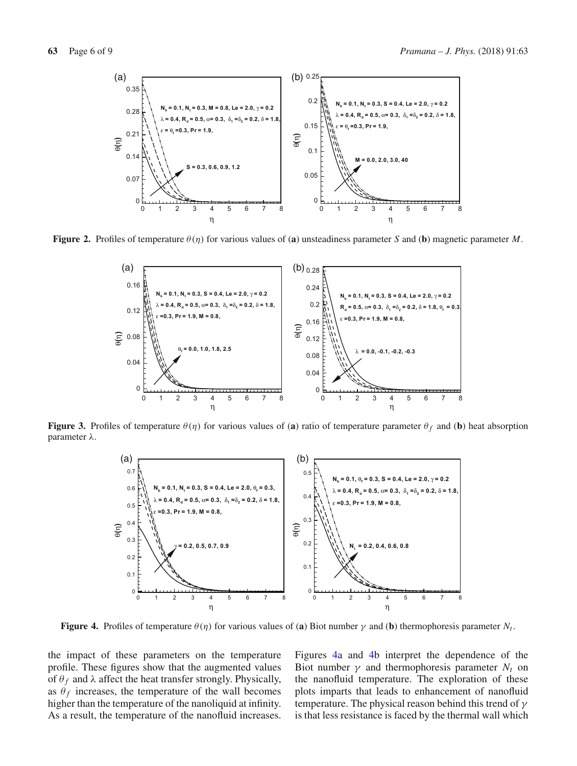**Figure 2.** Profiles of temperature $\theta(\eta)$ for various values of (**a**) unsteadiness parameter $S$ and (**b**) magnetic parameter $M$.

**Figure 3.** Profiles of temperature $\theta(\eta)$ for various values of (**a**) ratio of temperature parameter $\theta_f$ and (**b**) heat absorption parameter $\lambda$.

**Figure 4.** Profiles of temperature $\theta(\eta)$ for various values of (**a**) Biot number $\gamma$ and (**b**) thermophoresis parameter $N_t$.

the impact of these parameters on the temperature profile. These figures show that the augmented values of $\theta_f$ and $\lambda$ affect the heat transfer strongly. Physically, as $\theta_f$ increases, the temperature of the wall becomes higher than the temperature of the nanoliquid at infinity. As a result, the temperature of the nanofluid increases. Figures 4a and 4b interpret the dependence of the Biot number $\gamma$ and thermophoresis parameter $N_t$ on the nanofluid temperature. The exploration of these plots imparts that leads to enhancement of nanofluid temperature. The physical reason behind this trend of $\gamma$ is that less resistance is faced by the thermal wall which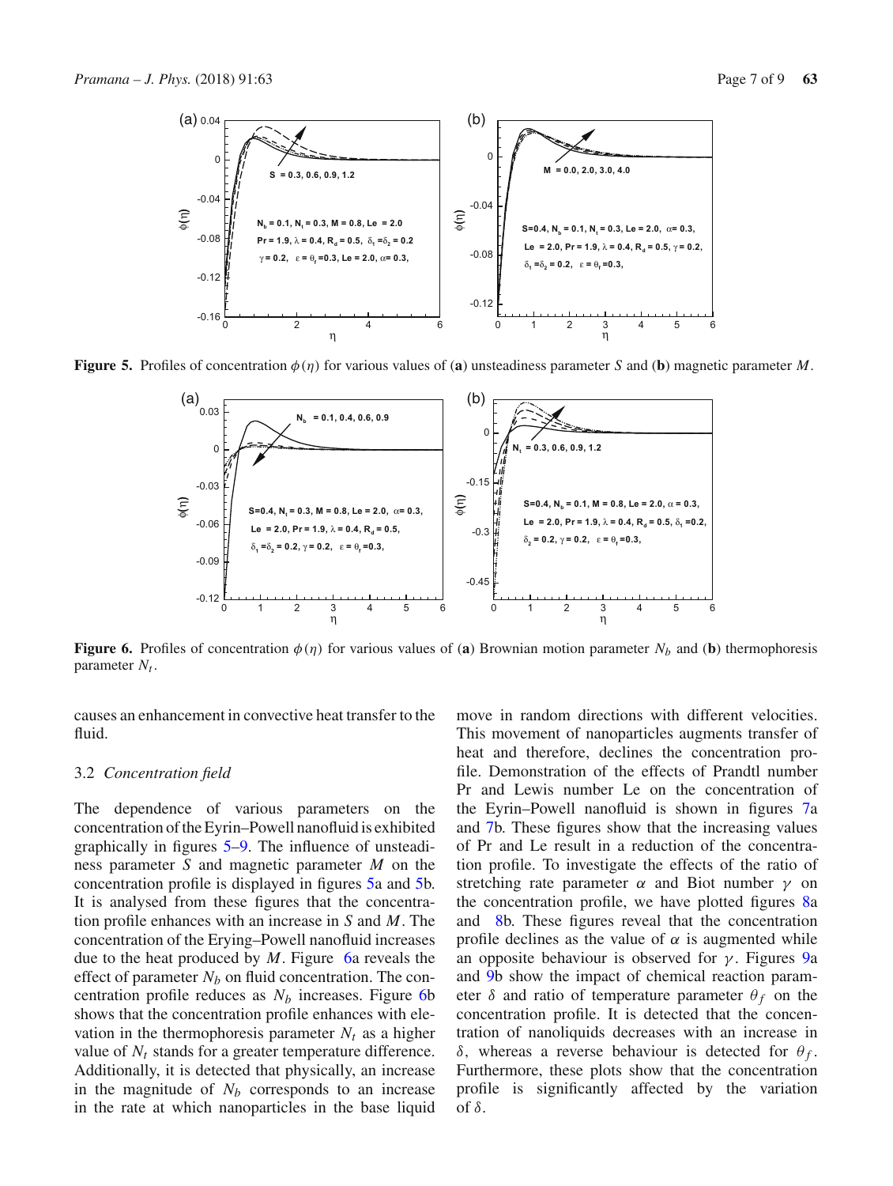**Figure 5.** Profiles of concentration $\phi(\eta)$ for various values of (**a**) unsteadiness parameter $S$ and (**b**) magnetic parameter $M$.

**Figure 6.** Profiles of concentration $\phi(\eta)$ for various values of (**a**) Brownian motion parameter $N_b$ and (**b**) thermophoresis parameter $N_t$.

causes an enhancement in convective heat transfer to the fluid.

### 3.2 *Concentration field*

The dependence of various parameters on the concentration of the Eyrin–Powell nanofluid is exhibited graphically in figures 5–9. The influence of unsteadiness parameter $S$ and magnetic parameter $M$ on the concentration profile is displayed in figures 5a and 5b. It is analysed from these figures that the concentration profile enhances with an increase in $S$ and $M$. The concentration of the Erying–Powell nanofluid increases due to the heat produced by $M$. Figure 6a reveals the effect of parameter $N_b$ on fluid concentration. The concentration profile reduces as $N_b$ increases. Figure 6b shows that the concentration profile enhances with elevation in the thermophoresis parameter $N_t$ as a higher value of $N_t$ stands for a greater temperature difference. Additionally, it is detected that physically, an increase in the magnitude of $N_b$ corresponds to an increase in the rate at which nanoparticles in the base liquid move in random directions with different velocities. This movement of nanoparticles augments transfer of heat and therefore, declines the concentration profile. Demonstration of the effects of Prandtl number Pr and Lewis number Le on the concentration of the Eyrin–Powell nanofluid is shown in figures 7a and 7b. These figures show that the increasing values of Pr and Le result in a reduction of the concentration profile. To investigate the effects of the ratio of stretching rate parameter $\alpha$ and Biot number $\gamma$ on the concentration profile, we have plotted figures 8a and 8b. These figures reveal that the concentration profile declines as the value of $\alpha$ is augmented while an opposite behaviour is observed for $\gamma$. Figures 9a and 9b show the impact of chemical reaction parameter $\delta$ and ratio of temperature parameter $\theta_f$ on the concentration profile. It is detected that the concentration of nanoliquids decreases with an increase in $\delta$, whereas a reverse behaviour is detected for $\theta_f$. Furthermore, these plots show that the concentration profile is significantly affected by the variation of $\delta$.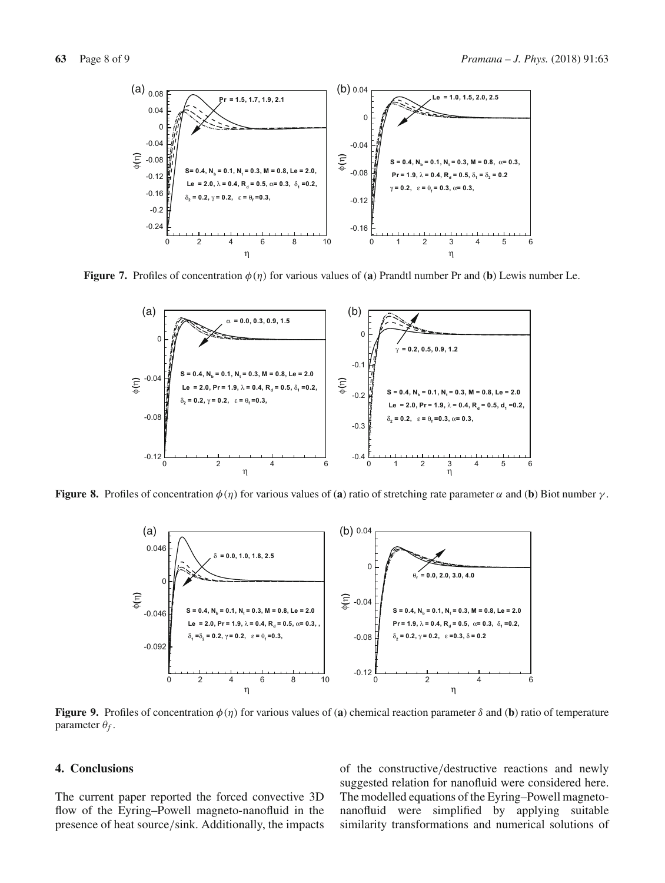**Figure 7.** Profiles of concentration $\phi(\eta)$ for various values of (**a**) Prandtl number Pr and (**b**) Lewis number Le.

**Figure 8.** Profiles of concentration $\phi(\eta)$ for various values of (**a**) ratio of stretching rate parameter $\alpha$ and (**b**) Biot number $\gamma$.

**Figure 9.** Profiles of concentration $\phi(\eta)$ for various values of (**a**) chemical reaction parameter $\delta$ and (**b**) ratio of temperature parameter $\theta_f$.

## 4. Conclusions

The current paper reported the forced convective 3D flow of the Eyring–Powell magneto-nanofluid in the presence of heat source/sink. Additionally, the impacts of the constructive/destructive reactions and newly suggested relation for nanofluid were considered here. The modelled equations of the Eyring–Powell magneto-nanofluid were simplified by applying suitable similarity transformations and numerical solutions of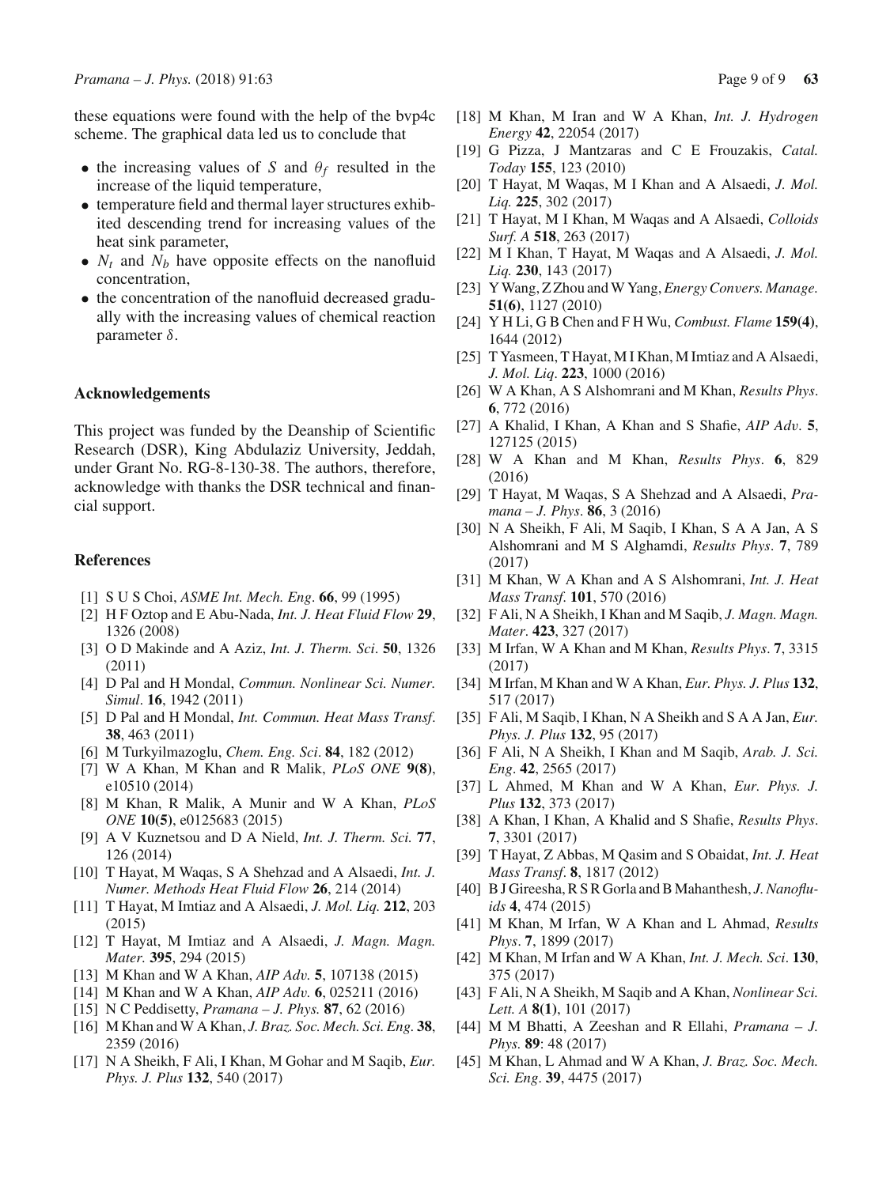these equations were found with the help of the bvp4c scheme. The graphical data led us to conclude that

- the increasing values of $S$ and $\theta_f$ resulted in the increase of the liquid temperature,
- temperature field and thermal layer structures exhibited descending trend for increasing values of the heat sink parameter,
- $N_t$ and $N_b$ have opposite effects on the nanofluid concentration,
- the concentration of the nanofluid decreased gradually with the increasing values of chemical reaction parameter $\delta$.

## Acknowledgements

This project was funded by the Deanship of Scientific Research (DSR), King Abdulaziz University, Jeddah, under Grant No. RG-8-130-38. The authors, therefore, acknowledge with thanks the DSR technical and financial support.

## References

[1] S U S Choi, *ASME Int. Mech. Eng*. **66**, 99 (1995)

[2] H F Oztop and E Abu-Nada, *Int. J. Heat Fluid Flow* **29**, 1326 (2008)

[3] O D Makinde and A Aziz, *Int. J. Therm. Sci*. **50**, 1326 (2011)

[4] D Pal and H Mondal, *Commun. Nonlinear Sci. Numer. Simul*. **16**, 1942 (2011)

[5] D Pal and H Mondal, *Int. Commun. Heat Mass Transf.* **38**, 463 (2011)

[6] M Turkyilmazoglu, *Chem. Eng. Sci*. **84**, 182 (2012)

[7] W A Khan, M Khan and R Malik, *PLoS ONE* **9(8)**, e10510 (2014)

[8] M Khan, R Malik, A Munir and W A Khan, *PLoS ONE* **10(5)**, e0125683 (2015)

[9] A V Kuznetsou and D A Nield, *Int. J. Therm. Sci.* **77**, 126 (2014)

[10] T Hayat, M Waqas, S A Shehzad and A Alsaedi, *Int. J. Numer. Methods Heat Fluid Flow* **26**, 214 (2014)

[11] T Hayat, M Imtiaz and A Alsaedi, *J. Mol. Liq.* **212**, 203 (2015)

[12] T Hayat, M Imtiaz and A Alsaedi, *J. Magn. Magn. Mater.* **395**, 294 (2015)

[13] M Khan and W A Khan, *AIP Adv.* **5**, 107138 (2015)

[14] M Khan and W A Khan, *AIP Adv.* **6**, 025211 (2016)

[15] N C Peddisetty, *Pramana – J. Phys.* **87**, 62 (2016)

[16] M Khan and W A Khan, *J. Braz. Soc. Mech. Sci. Eng*. **38**, 2359 (2016)

[17] N A Sheikh, F Ali, I Khan, M Gohar and M Saqib, *Eur. Phys. J. Plus* **132**, 540 (2017)

[18] M Khan, M Iran and W A Khan, *Int. J. Hydrogen Energy* **42**, 22054 (2017)

[19] G Pizza, J Mantzaras and C E Frouzakis, *Catal. Today* **155**, 123 (2010)

[20] T Hayat, M Waqas, M I Khan and A Alsaedi, *J. Mol. Liq.* **225**, 302 (2017)

[21] T Hayat, M I Khan, M Waqas and A Alsaedi, *Colloids Surf. A* **518**, 263 (2017)

[22] M I Khan, T Hayat, M Waqas and A Alsaedi, *J. Mol. Liq.* **230**, 143 (2017)

[23] Y Wang, Z Zhou and W Yang, *Energy Convers. Manage.* **51(6)**, 1127 (2010)

[24] Y H Li, G B Chen and F H Wu, *Combust. Flame* **159(4)**, 1644 (2012)

[25] T Yasmeen, T Hayat, M I Khan, M Imtiaz and A Alsaedi, *J. Mol. Liq*. **223**, 1000 (2016)

[26] W A Khan, A S Alshomrani and M Khan, *Results Phys*. **6**, 772 (2016)

[27] A Khalid, I Khan, A Khan and S Shafie, *AIP Adv*. **5**, 127125 (2015)

[28] W A Khan and M Khan, *Results Phys*. **6**, 829 (2016)

[29] T Hayat, M Waqas, S A Shehzad and A Alsaedi, *Pramana – J. Phys*. **86**, 3 (2016)

[30] N A Sheikh, F Ali, M Saqib, I Khan, S A A Jan, A S Alshomrani and M S Alghamdi, *Results Phys*. **7**, 789 (2017)

[31] M Khan, W A Khan and A S Alshomrani, *Int. J. Heat Mass Transf.* **101**, 570 (2016)

[32] F Ali, N A Sheikh, I Khan and M Saqib, *J. Magn. Magn. Mater*. **423**, 327 (2017)

[33] M Irfan, W A Khan and M Khan, *Results Phys*. **7**, 3315 (2017)

[34] M Irfan, M Khan and W A Khan, *Eur. Phys. J. Plus* **132**, 517 (2017)

[35] F Ali, M Saqib, I Khan, N A Sheikh and S A A Jan, *Eur. Phys. J. Plus* **132**, 95 (2017)

[36] F Ali, N A Sheikh, I Khan and M Saqib, *Arab. J. Sci. Eng*. **42**, 2565 (2017)

[37] L Ahmed, M Khan and W A Khan, *Eur. Phys. J. Plus* **132**, 373 (2017)

[38] A Khan, I Khan, A Khalid and S Shafie, *Results Phys*. **7**, 3301 (2017)

[39] T Hayat, Z Abbas, M Qasim and S Obaidat, *Int. J. Heat Mass Transf.* **8**, 1817 (2012)

[40] B J Gireesha, R S R Gorla and B Mahanthesh, *J. Nanofluids* **4**, 474 (2015)

[41] M Khan, M Irfan, W A Khan and L Ahmad, *Results Phys*. **7**, 1899 (2017)

[42] M Khan, M Irfan and W A Khan, *Int. J. Mech. Sci*. **130**, 375 (2017)

[43] F Ali, N A Sheikh, M Saqib and A Khan, *Nonlinear Sci. Lett. A* **8(1)**, 101 (2017)

[44] M M Bhatti, A Zeeshan and R Ellahi, *Pramana – J. Phys.* **89**: 48 (2017)

[45] M Khan, L Ahmad and W A Khan, *J. Braz. Soc. Mech. Sci. Eng*. **39**, 4475 (2017)